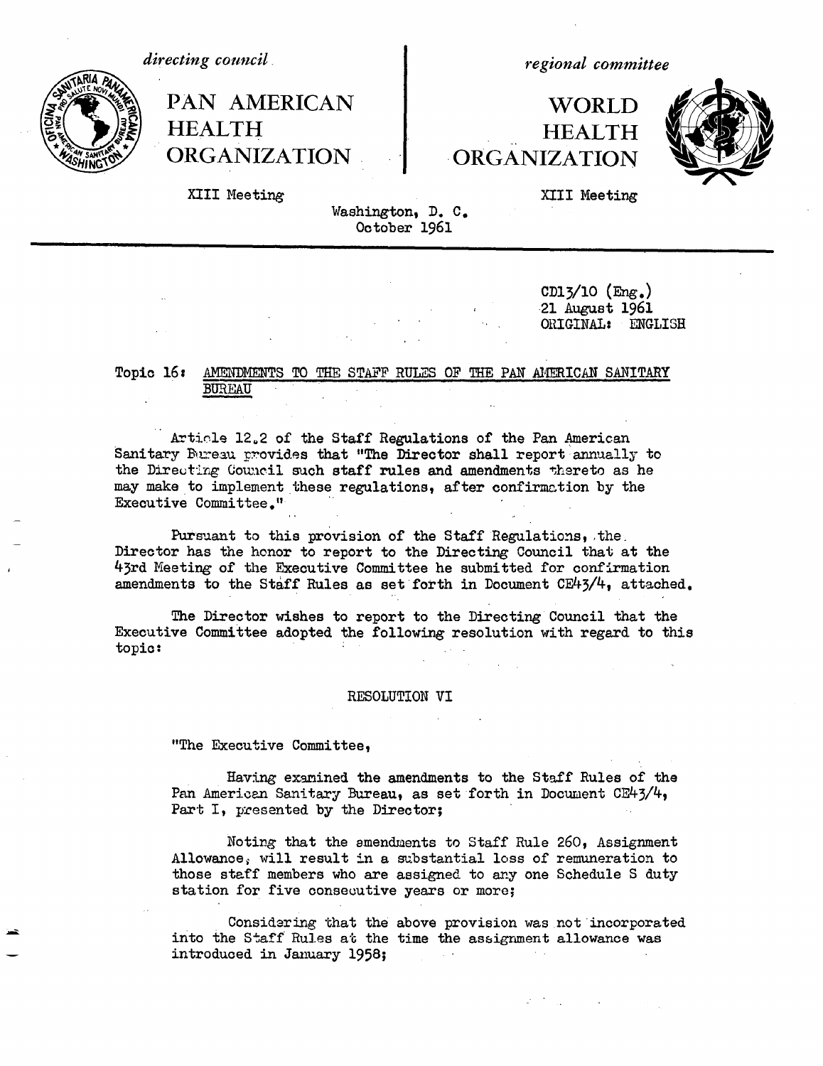*directing council*

PAN AMERICAN HEALTH ORGANIZATION

XIII Meeting

*regional committee*

WORLD HEALTH ORGANIZATION

XIII Meeting

Washington, D. C.
October 1961

CD13/10 (Eng.)
21 August 1961
ORIGINAL: ENGLISH

Topic 16: AMENDMENTS TO THE STAFF RULES OF THE PAN AMERICAN SANITARY BUREAU

Article 12.2 of the Staff Regulations of the Pan American Sanitary Bureau provides that "The Director shall report annually to the Directing Council such staff rules and amendments thereto as he may make to implement these regulations, after confirmation by the Executive Committee."

Pursuant to this provision of the Staff Regulations, the Director has the honor to report to the Directing Council that at the 43rd Meeting of the Executive Committee he submitted for confirmation amendments to the Staff Rules as set forth in Document CE43/4, attached.

The Director wishes to report to the Directing Council that the Executive Committee adopted the following resolution with regard to this topic:

RESOLUTION VI

"The Executive Committee,

Having examined the amendments to the Staff Rules of the Pan American Sanitary Bureau, as set forth in Document CE43/4, Part I, presented by the Director;

Noting that the amendments to Staff Rule 260, Assignment Allowance, will result in a substantial loss of remuneration to those staff members who are assigned to any one Schedule S duty station for five consecutive years or more;

Considering that the above provision was not incorporated into the Staff Rules at the time the assignment allowance was introduced in January 1958;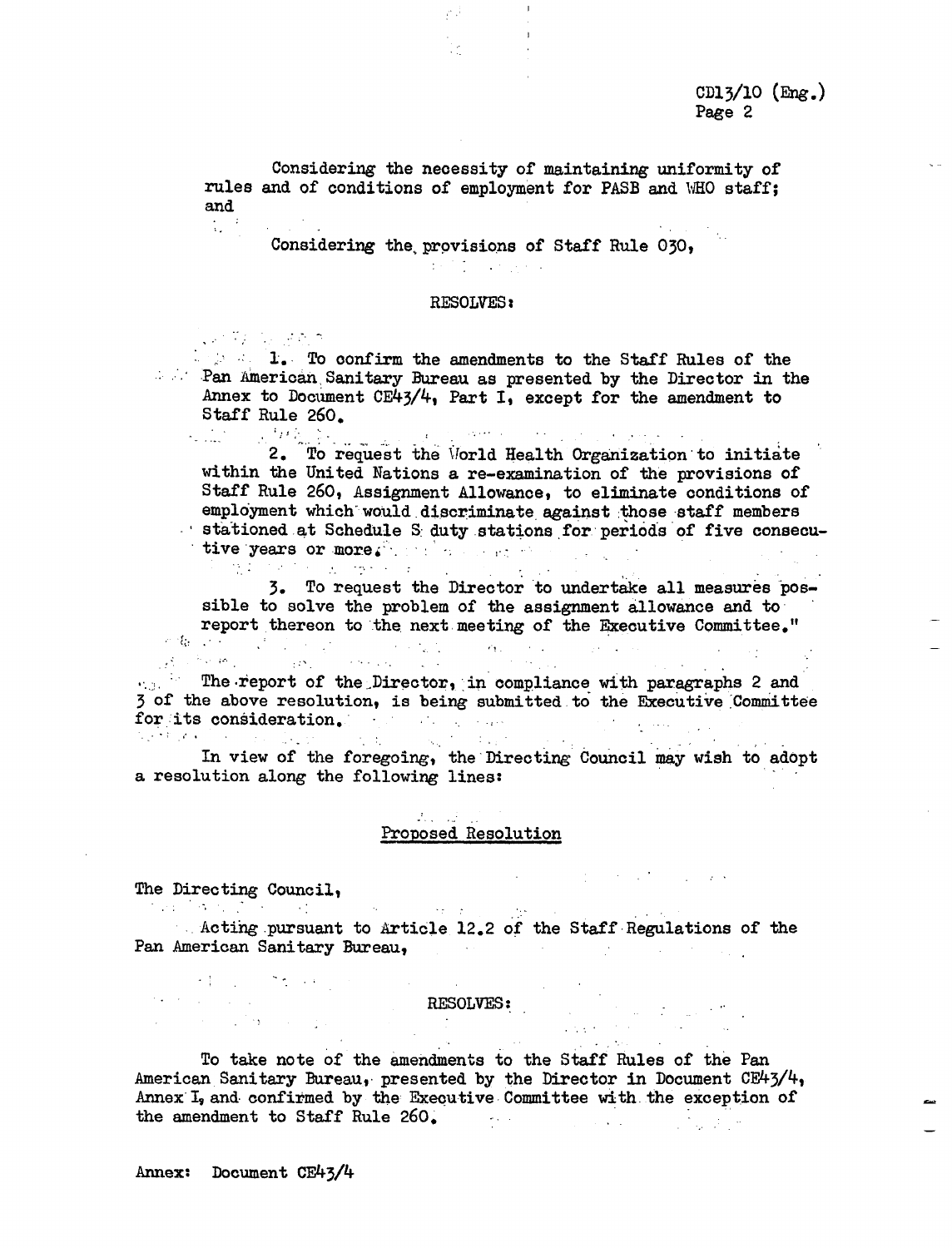Considering the necessity of maintaining uniformity of rules and of conditions of employment for PASB and WHO staff; and

Considering the provisions of Staff Rule 030,

RESOLVES:

1. To confirm the amendments to the Staff Rules of the Pan American Sanitary Bureau as presented by the Director in the Annex to Document CE43/4, Part I, except for the amendment to Staff Rule 260.

2. To request the World Health Organization to initiate within the United Nations a re-examination of the provisions of Staff Rule 260, Assignment Allowance, to eliminate conditions of employment which would discriminate against those staff members stationed at Schedule S duty stations for periods of five consecutive years or more.

3. To request the Director to undertake all measures possible to solve the problem of the assignment allowance and to report thereon to the next meeting of the Executive Committee."

The report of the Director, in compliance with paragraphs 2 and 3 of the above resolution, is being submitted to the Executive Committee for its consideration.

In view of the foregoing, the Directing Council may wish to adopt a resolution along the following lines:

## Proposed Resolution

The Directing Council,

Acting pursuant to Article 12.2 of the Staff Regulations of the Pan American Sanitary Bureau,

RESOLVES:

To take note of the amendments to the Staff Rules of the Pan American Sanitary Bureau, presented by the Director in Document CE43/4, Annex I, and confirmed by the Executive Committee with the exception of the amendment to Staff Rule 260.

Annex: Document CE43/4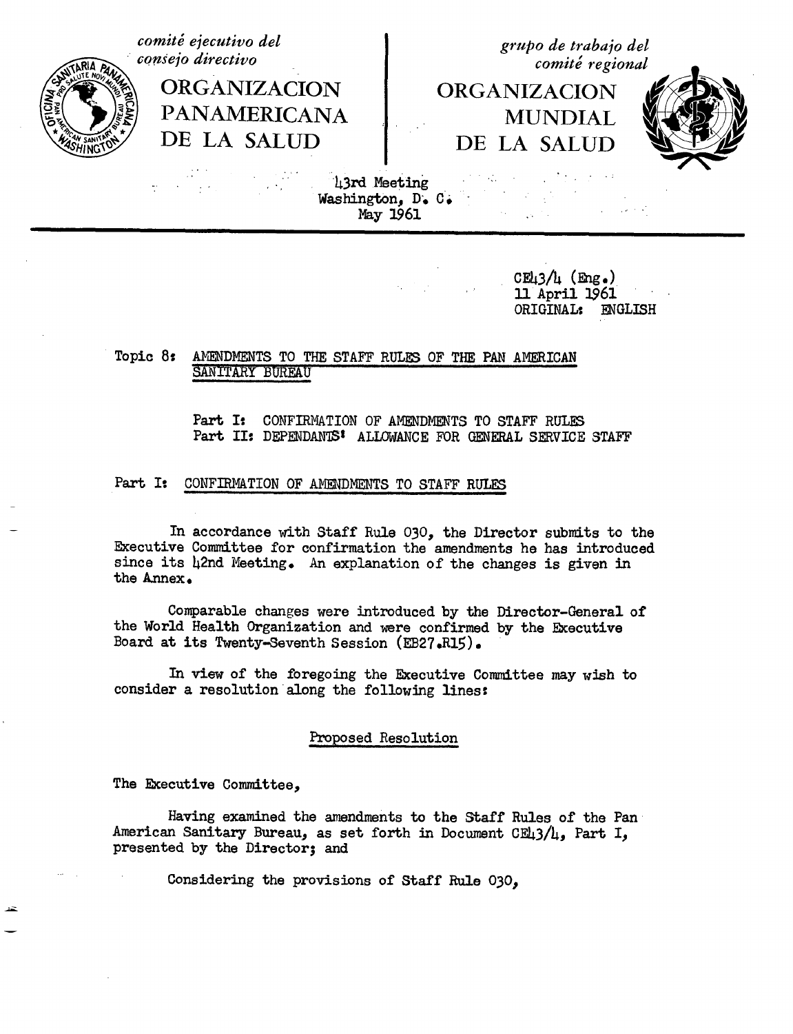*comité ejecutivo del consejo directivo*

**ORGANIZACION PANAMERICANA DE LA SALUD**

*grupo de trabajo del comité regional*

**ORGANIZACION MUNDIAL DE LA SALUD**

43rd Meeting
Washington, D. C.
May 1961

CE43/4 (Eng.)
11 April 1961
ORIGINAL: ENGLISH

Topic 8: AMENDMENTS TO THE STAFF RULES OF THE PAN AMERICAN SANITARY BUREAU

Part I: CONFIRMATION OF AMENDMENTS TO STAFF RULES
Part II: DEPENDANTS' ALLOWANCE FOR GENERAL SERVICE STAFF

## Part I: CONFIRMATION OF AMENDMENTS TO STAFF RULES

In accordance with Staff Rule 030, the Director submits to the Executive Committee for confirmation the amendments he has introduced since its 42nd Meeting. An explanation of the changes is given in the Annex.

Comparable changes were introduced by the Director-General of the World Health Organization and were confirmed by the Executive Board at its Twenty-Seventh Session (EB27.R15).

In view of the foregoing the Executive Committee may wish to consider a resolution along the following lines:

### Proposed Resolution

The Executive Committee,

Having examined the amendments to the Staff Rules of the Pan American Sanitary Bureau, as set forth in Document CE43/4, Part I, presented by the Director; and

Considering the provisions of Staff Rule 030,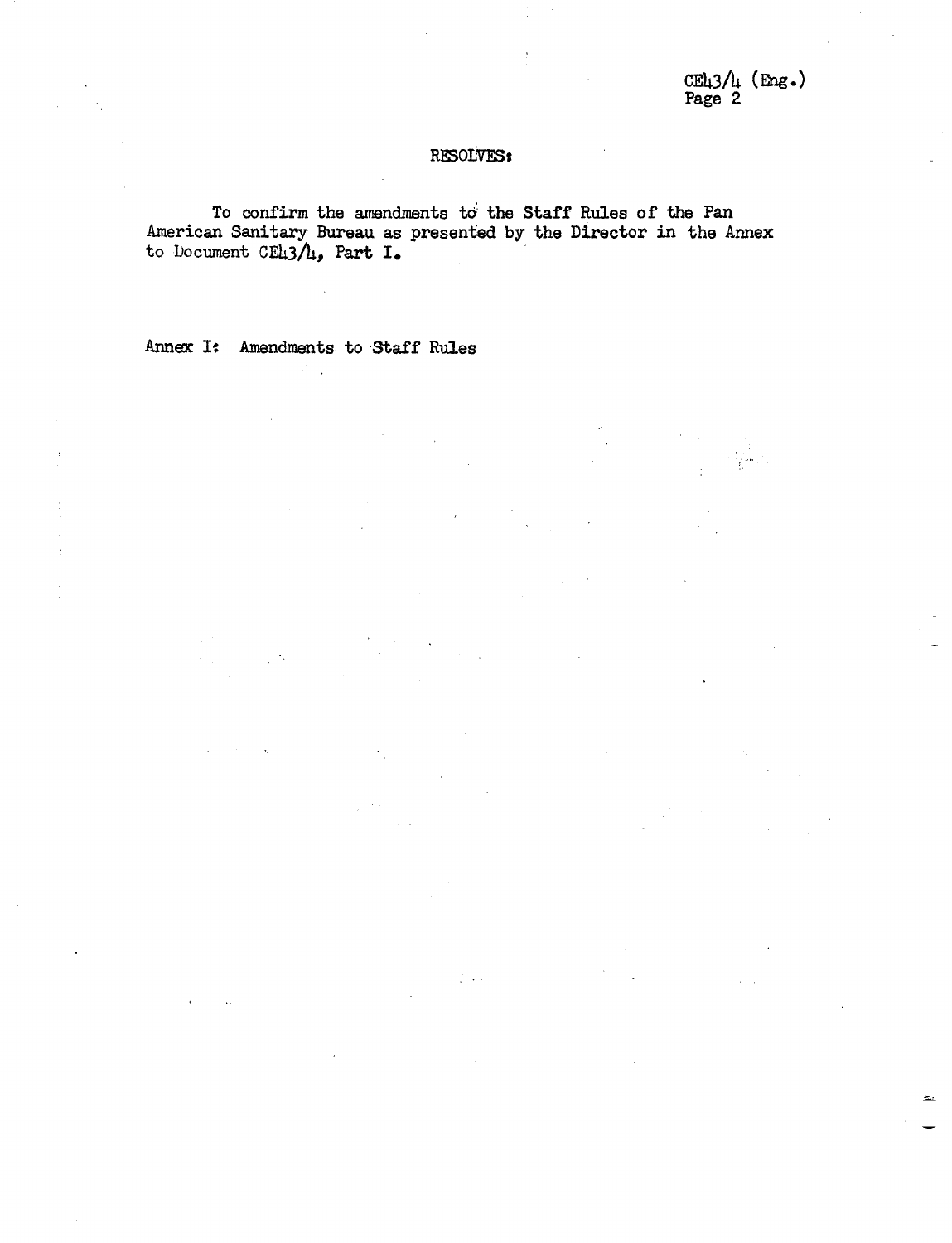RESOLVES:

To confirm the amendments to the Staff Rules of the Pan American Sanitary Bureau as presented by the Director in the Annex to Document CE43/4, Part I.

Annex I: Amendments to Staff Rules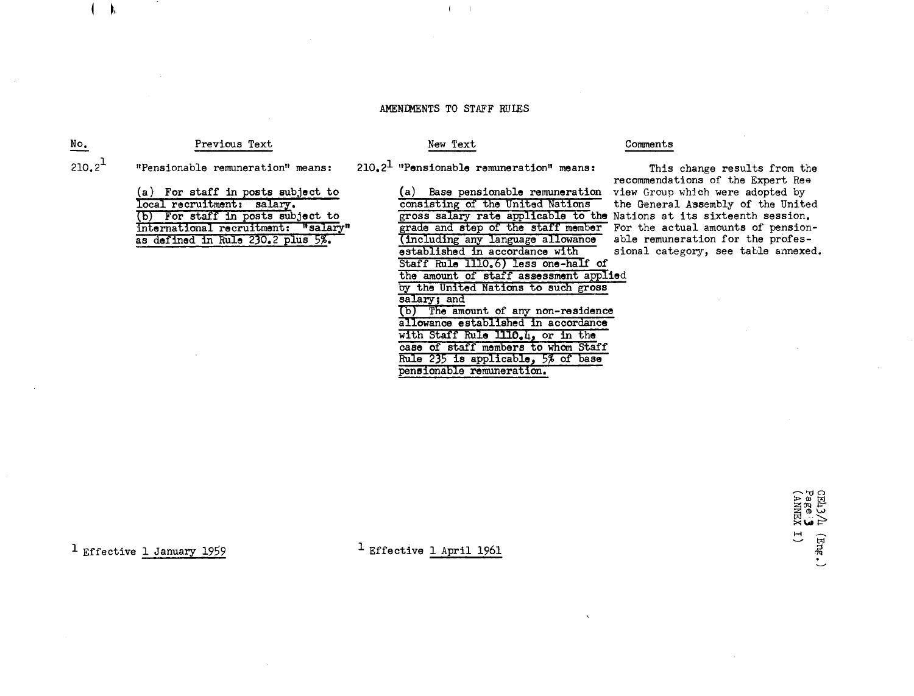# AMENDMENTS TO STAFF RULES

| No. | Previous Text | New Text | Comments |
|---|---|---|---|
| 210.2[1] | "Pensionable remuneration" means: (a) For staff in posts subject to local recruitment: salary. (b) For staff in posts subject to international recruitment: "salary" as defined in Rule 230.2 plus 5%. | 210.2[1] "Pensionable remuneration" means: (a) Base pensionable remuneration consisting of the United Nations gross salary rate applicable to the grade and step of the staff member (including any language allowance established in accordance with Staff Rule 1110.6) less one-half of the amount of staff assessment applied by the United Nations to such gross salary; and (b) The amount of any non-residence allowance established in accordance with Staff Rule 1110.4, or in the case of staff members to whom Staff Rule 235 is applicable, 5% of base pensionable remuneration. | This change results from the recommendations of the Expert Review Group which were adopted by the General Assembly of the United Nations at its sixteenth session. For the actual amounts of pensionable remuneration for the professional category, see table annexed. |

[1] Effective 1 January 1959

[1] Effective 1 April 1961

CEL3/4 (Eng.)
Page 3
(ANNEX I)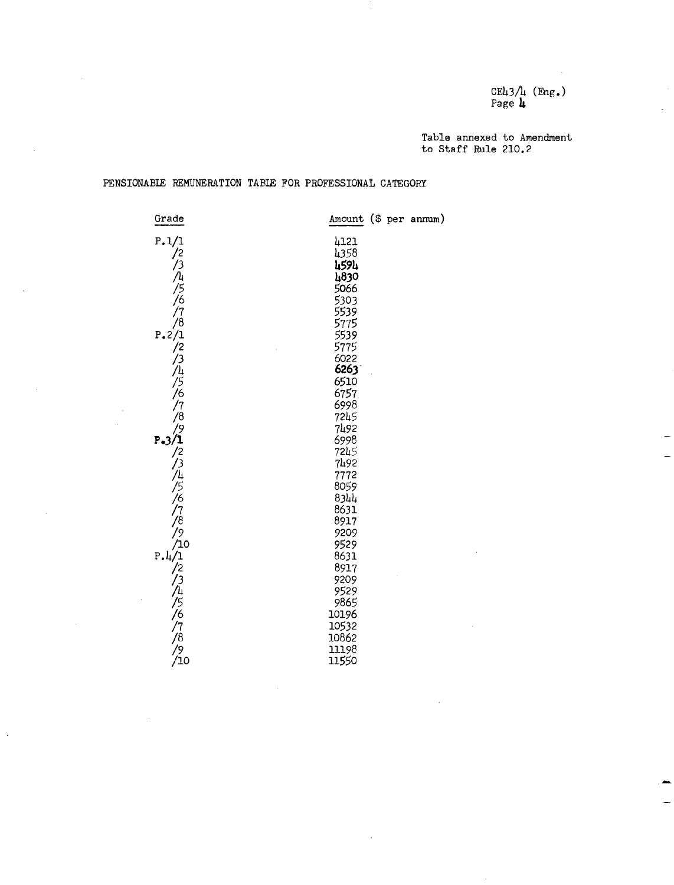Table annexed to Amendment to Staff Rule 210.2

## PENSIONABLE REMUNERATION TABLE FOR PROFESSIONAL CATEGORY

| Grade | Amount ($ per annum) |
|---|---|
| P.1/1 | 4121 |
| /2 | 4358 |
| /3 | 4594 |
| /4 | 4830 |
| /5 | 5066 |
| /6 | 5303 |
| /7 | 5539 |
| /8 | 5775 |
| P.2/1 | 5539 |
| /2 | 5775 |
| /3 | 6022 |
| /4 | 6263 |
| /5 | 6510 |
| /6 | 6757 |
| /7 | 6998 |
| /8 | 7245 |
| /9 | 7492 |
| P.3/1 | 6998 |
| /2 | 7245 |
| /3 | 7492 |
| /4 | 7772 |
| /5 | 8059 |
| /6 | 8344 |
| /7 | 8631 |
| /8 | 8917 |
| /9 | 9209 |
| /10 | 9529 |
| P.4/1 | 8631 |
| /2 | 8917 |
| /3 | 9209 |
| /4 | 9529 |
| /5 | 9865 |
| /6 | 10196 |
| /7 | 10532 |
| /8 | 10862 |
| /9 | 11198 |
| /10 | 11550 |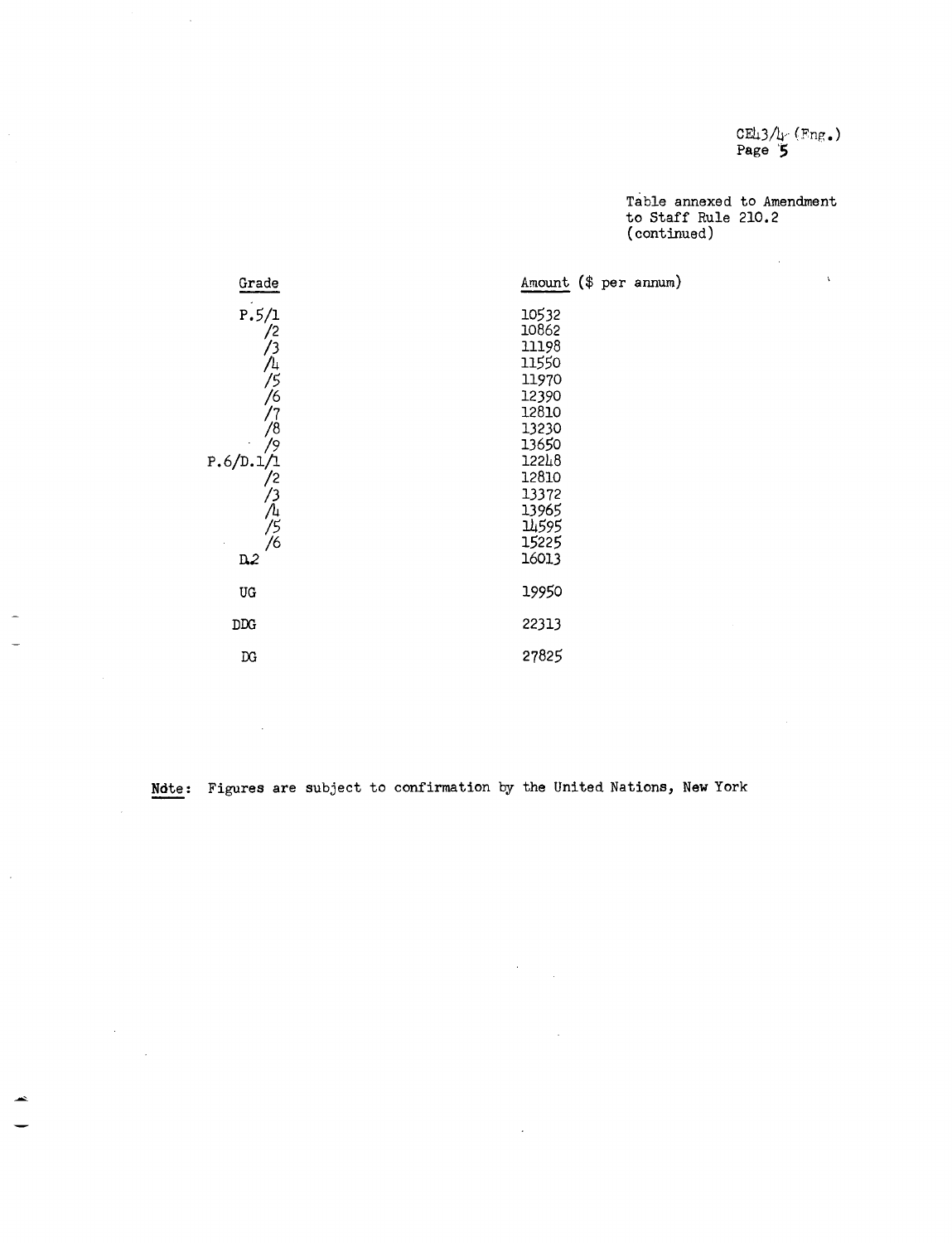Table annexed to Amendment to Staff Rule 210.2 (continued)

| Grade | Amount ($ per annum) |
|---|---|
| P.5/1 | 10532 |
| /2 | 10862 |
| /3 | 11198 |
| /4 | 11550 |
| /5 | 11970 |
| /6 | 12390 |
| /7 | 12810 |
| /8 | 13230 |
| /9 | 13650 |
| P.6/D.1/1 | 12248 |
| /2 | 12810 |
| /3 | 13372 |
| /4 | 13965 |
| /5 | 14595 |
| /6 | 15225 |
| D.2 | 16013 |
| UG | 19950 |
| DDG | 22313 |
| DG | 27825 |

Note: Figures are subject to confirmation by the United Nations, New York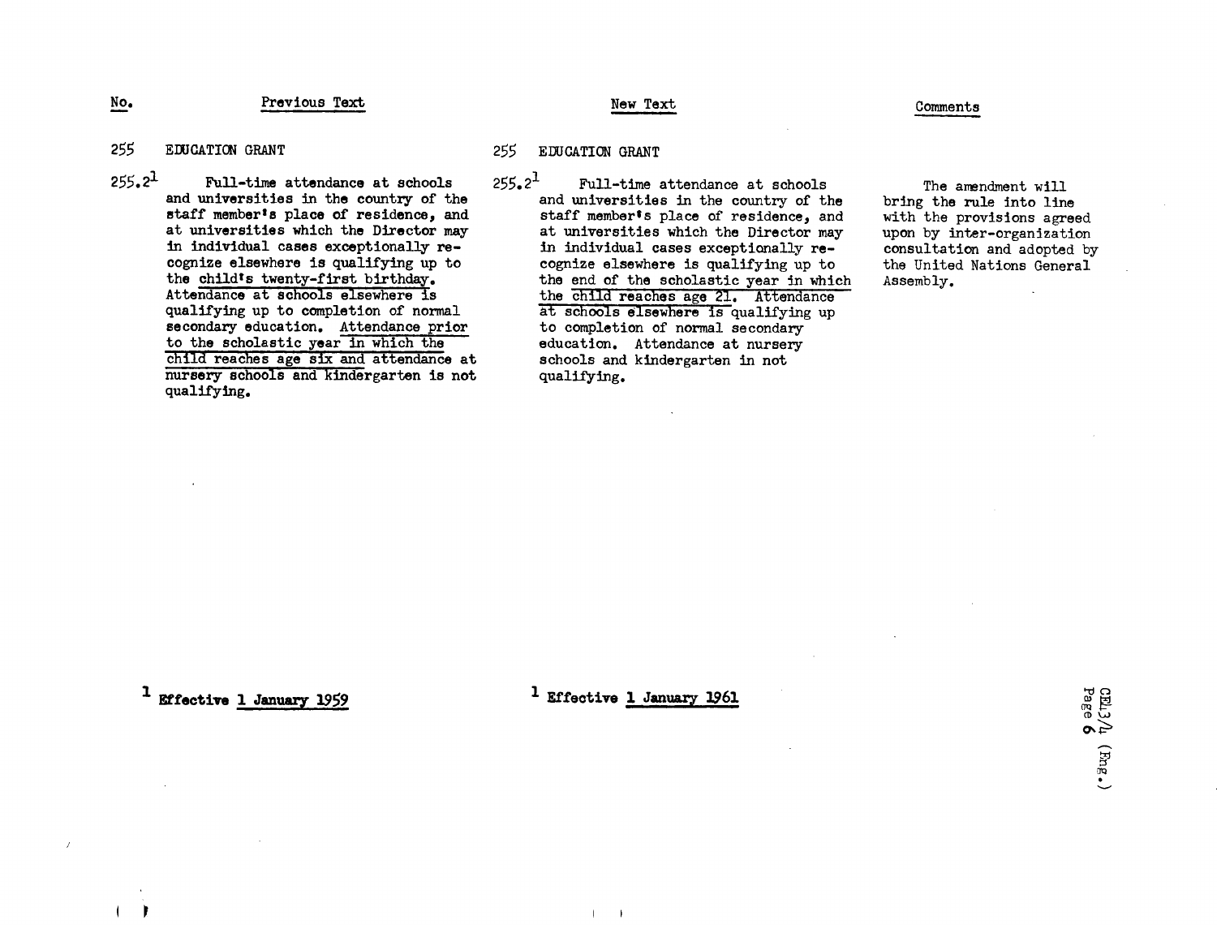| No. | Previous Text | New Text | Comments |
|---|---|---|---|
| 255 | EDUCATION GRANT | 255 EDUCATION GRANT | |
| 255.2[1] | Full-time attendance at schools and universities in the country of the staff member's place of residence, and at universities which the Director may in individual cases exceptionally recognize elsewhere is qualifying up to the child's twenty-first birthday. Attendance at schools elsewhere is qualifying up to completion of normal secondary education. Attendance prior to the scholastic year in which the child reaches age six and attendance at nursery schools and kindergarten is not qualifying. | 255.2[1] Full-time attendance at schools and universities in the country of the staff member's place of residence, and at universities which the Director may in individual cases exceptionally recognize elsewhere is qualifying up to the end of the scholastic year in which the child reaches age 21. Attendance at schools elsewhere is qualifying up to completion of normal secondary education. Attendance at nursery schools and kindergarten in not qualifying. | The amendment will bring the rule into line with the provisions agreed upon by inter-organization consultation and adopted by the United Nations General Assembly. |

[1] **Effective 1 January 1959**

[1] **Effective 1 January 1961**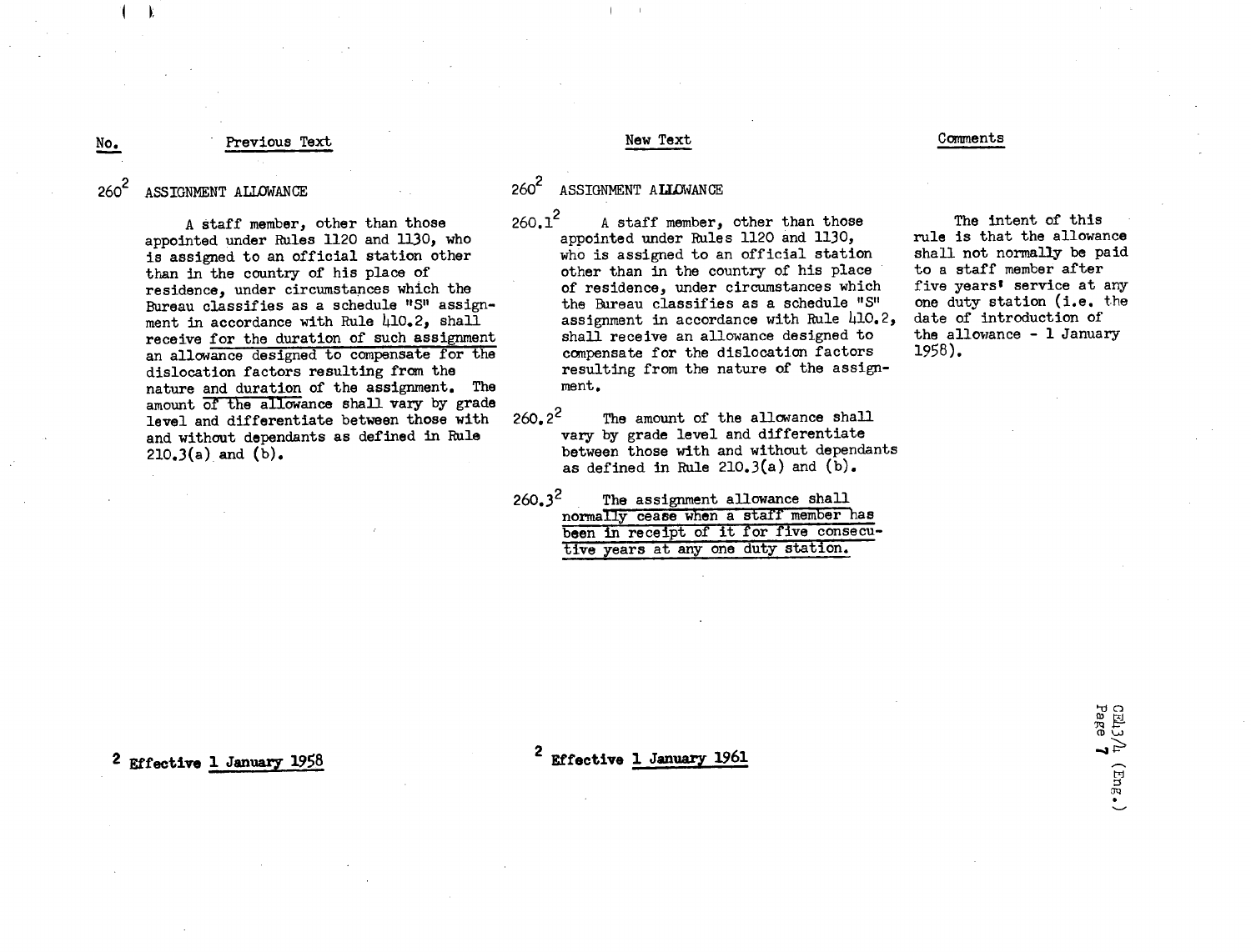| No. | Previous Text | New Text | Comments |
| --- | --- | --- | --- |
| 260[2] | ASSIGNMENT ALLOWANCE | 260[2] ASSIGNMENT ALLOWANCE | |
| | A staff member, other than those appointed under Rules 1120 and 1130, who is assigned to an official station other than in the country of his place of residence, under circumstances which the Bureau classifies as a schedule "S" assignment in accordance with Rule 410.2, shall receive for the duration of such assignment an allowance designed to compensate for the dislocation factors resulting from the nature and duration of the assignment. The amount of the allowance shall vary by grade level and differentiate between those with and without dependants as defined in Rule 210.3(a) and (b). | 260.1[2] A staff member, other than those appointed under Rules 1120 and 1130, who is assigned to an official station other than in the country of his place of residence, under circumstances which the Bureau classifies as a schedule "S" assignment in accordance with Rule 410.2, shall receive an allowance designed to compensate for the dislocation factors resulting from the nature of the assignment. | The intent of this rule is that the allowance shall not normally be paid to a staff member after five years' service at any one duty station (i.e. the date of introduction of the allowance - 1 January 1958). |
| | | 260.2[2] The amount of the allowance shall vary by grade level and differentiate between those with and without dependants as defined in Rule 210.3(a) and (b). | |
| | | 260.3[2] The assignment allowance shall normally cease when a staff member has been in receipt of it for five consecutive years at any one duty station. | |

[2] **Effective 1 January 1958**

[2] **Effective 1 January 1961**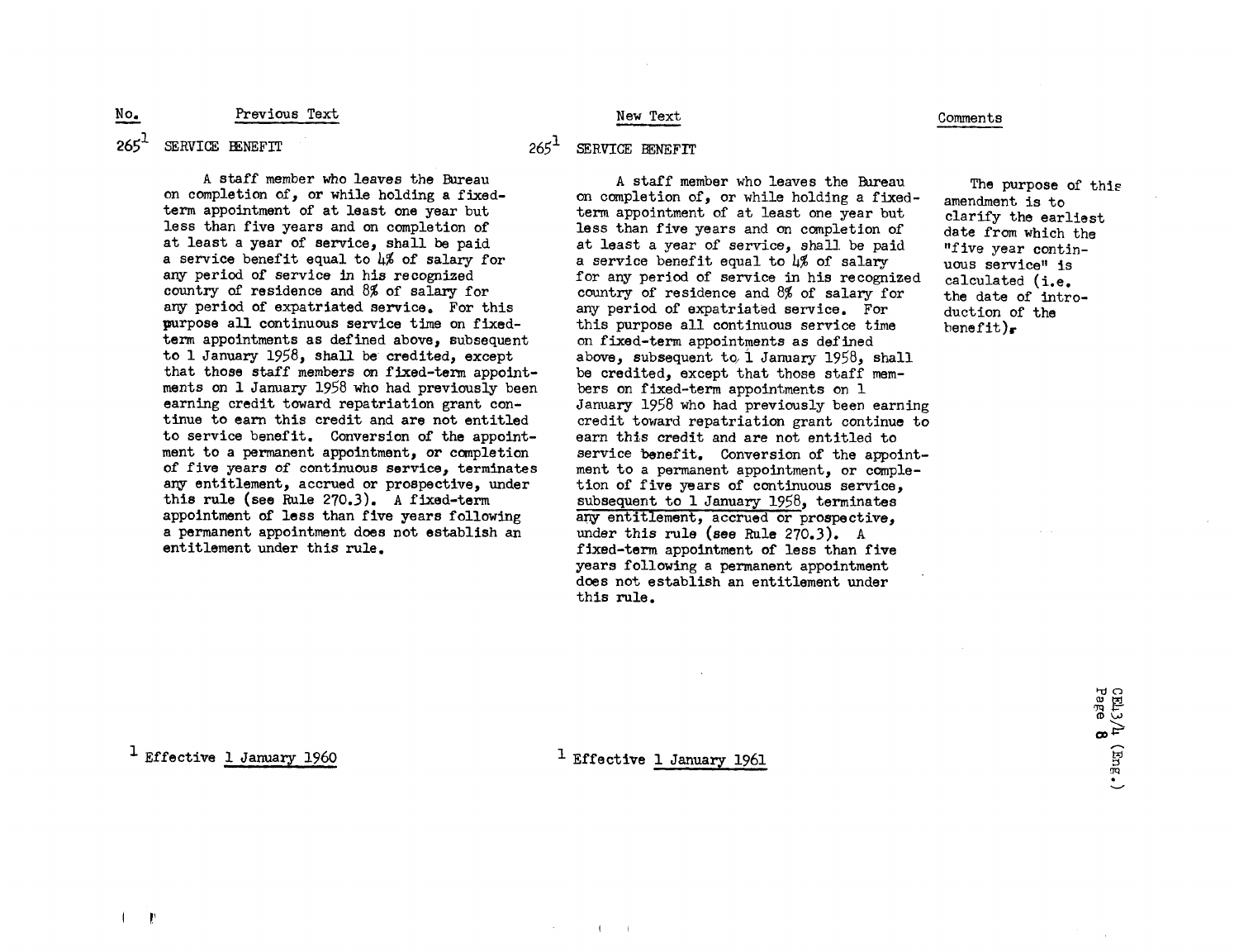| No. | Previous Text | New Text | Comments |
|---|---|---|---|
| 265[1] | SERVICE BENEFIT | 265[1] SERVICE BENEFIT | |
| | A staff member who leaves the Bureau on completion of, or while holding a fixed-term appointment of at least one year but less than five years and on completion of at least a year of service, shall be paid a service benefit equal to 4% of salary for any period of service in his recognized country of residence and 8% of salary for any period of expatriated service. For this purpose all continuous service time on fixed-term appointments as defined above, subsequent to 1 January 1958, shall be credited, except that those staff members on fixed-term appointments on 1 January 1958 who had previously been earning credit toward repatriation grant continue to earn this credit and are not entitled to service benefit. Conversion of the appointment to a permanent appointment, or completion of five years of continuous service, terminates any entitlement, accrued or prospective, under this rule (see Rule 270.3). A fixed-term appointment of less than five years following a permanent appointment does not establish an entitlement under this rule. | A staff member who leaves the Bureau on completion of, or while holding a fixed-term appointment of at least one year but less than five years and on completion of at least a year of service, shall be paid a service benefit equal to 4% of salary for any period of service in his recognized country of residence and 8% of salary for any period of expatriated service. For this purpose all continuous service time on fixed-term appointments as defined above, subsequent to 1 January 1958, shall be credited, except that those staff members on fixed-term appointments on 1 January 1958 who had previously been earning credit toward repatriation grant continue to earn this credit and are not entitled to service benefit. Conversion of the appointment to a permanent appointment, or completion of five years of continuous service, <u>subsequent to 1 January 1958</u>, terminates any entitlement, accrued or prospective, under this rule (see Rule 270.3). A fixed-term appointment of less than five years following a permanent appointment does not establish an entitlement under this rule. | The purpose of this amendment is to clarify the earliest date from which the "five year continuous service" is calculated (i.e. the date of introduction of the benefit). |

[1] Effective 1 January 1960

[1] Effective 1 January 1961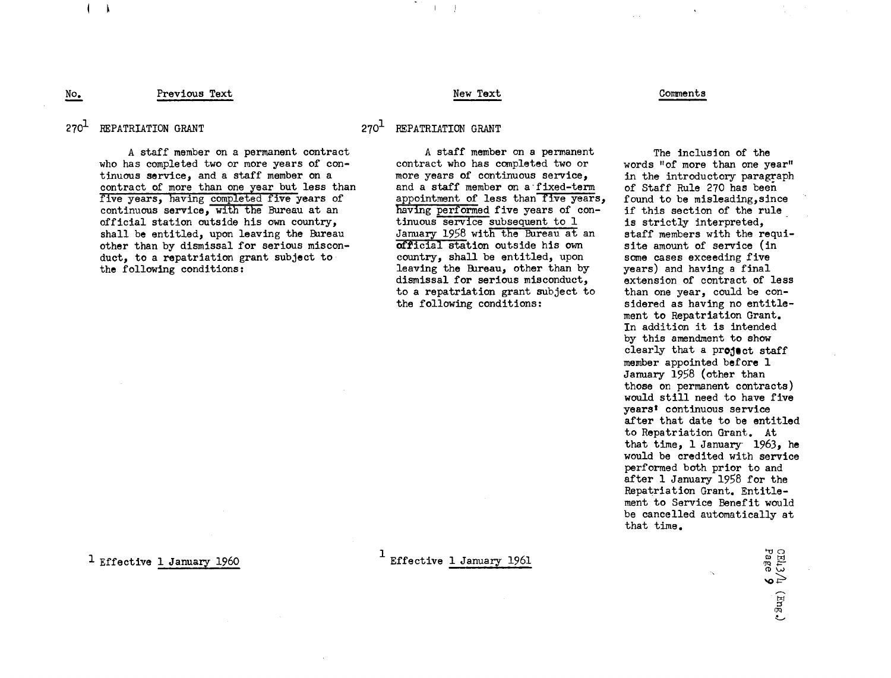| No. | Previous Text | New Text | Comments |
|---|---|---|---|
| 270[1] | REPATRIATION GRANT | 270[1] REPATRIATION GRANT | |
| | A staff member on a permanent contract who has completed two or more years of continuous service, and a staff member on a contract of more than one year but less than five years, having completed five years of continuous service, with the Bureau at an official station outside his own country, shall be entitled, upon leaving the Bureau other than by dismissal for serious misconduct, to a repatriation grant subject to the following conditions: | A staff member on a permanent contract who has completed two or more years of continuous service, and a staff member on a fixed-term appointment of less than five years, having performed five years of continuous service subsequent to 1 January 1958 with the Bureau at an official station outside his own country, shall be entitled, upon leaving the Bureau, other than by dismissal for serious misconduct, to a repatriation grant subject to the following conditions: | The inclusion of the words "of more than one year" in the introductory paragraph of Staff Rule 270 has been found to be misleading, since if this section of the rule is strictly interpreted, staff members with the requisite amount of service (in some cases exceeding five years) and having a final extension of contract of less than one year, could be considered as having no entitlement to Repatriation Grant. In addition it is intended by this amendment to show clearly that a project staff member appointed before 1 January 1958 (other than those on permanent contracts) would still need to have five years' continuous service after that date to be entitled to Repatriation Grant. At that time, 1 January 1963, he would be credited with service performed both prior to and after 1 January 1958 for the Repatriation Grant. Entitlement to Service Benefit would be cancelled automatically at that time. |

[1] Effective 1 January 1960

[1] Effective 1 January 1961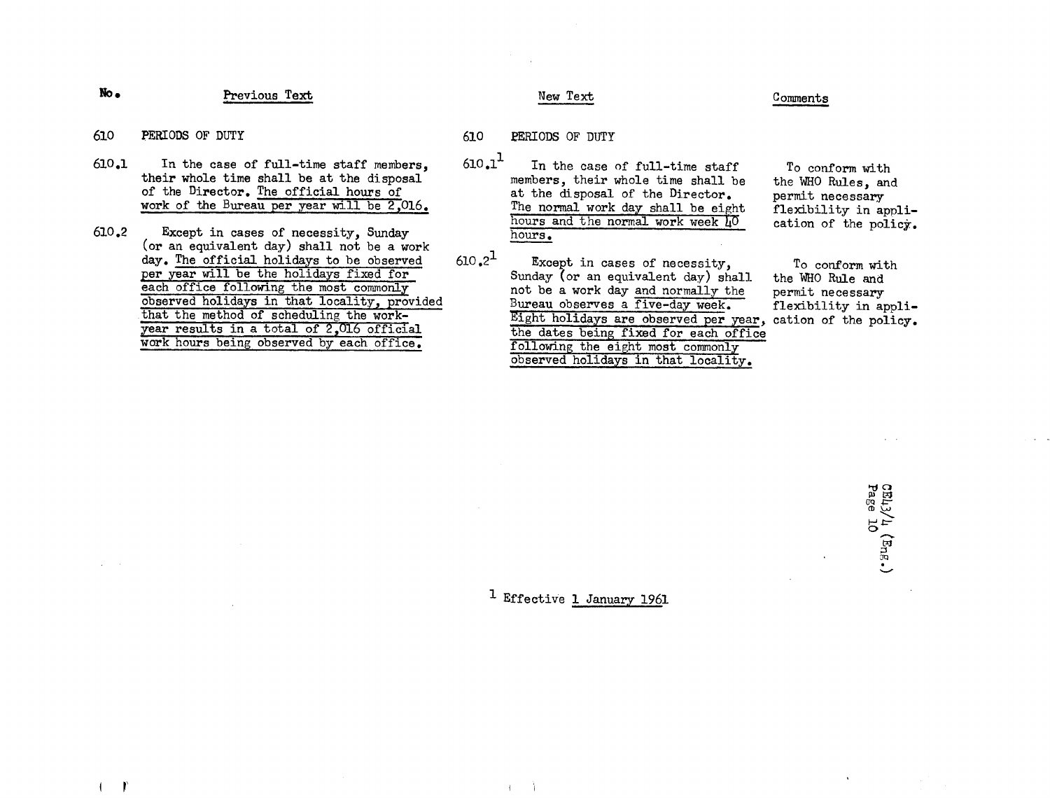| No. | Previous Text | New Text | Comments |
|---|---|---|---|
| 610 | PERIODS OF DUTY | 610 PERIODS OF DUTY | |
| 610.1 | In the case of full-time staff members, their whole time shall be at the disposal of the Director. The official hours of work of the Bureau per year will be 2,016. | 610.1[1] In the case of full-time staff members, their whole time shall be at the disposal of the Director. The normal work day shall be eight hours and the normal work week 40 hours. | To conform with the WHO Rules, and permit necessary flexibility in application of the policy. |
| 610.2 | Except in cases of necessity, Sunday (or an equivalent day) shall not be a work day. The official holidays to be observed per year will be the holidays fixed for each office following the most commonly observed holidays in that locality, provided that the method of scheduling the work-year results in a total of 2,016 official work hours being observed by each office. | 610.2[1] Except in cases of necessity, Sunday (or an equivalent day) shall not be a work day and normally the Bureau observes a five-day week. Eight holidays are observed per year, the dates being fixed for each office following the eight most commonly observed holidays in that locality. | To conform with the WHO Rule and permit necessary flexibility in application of the policy. |

[1] Effective 1 January 1961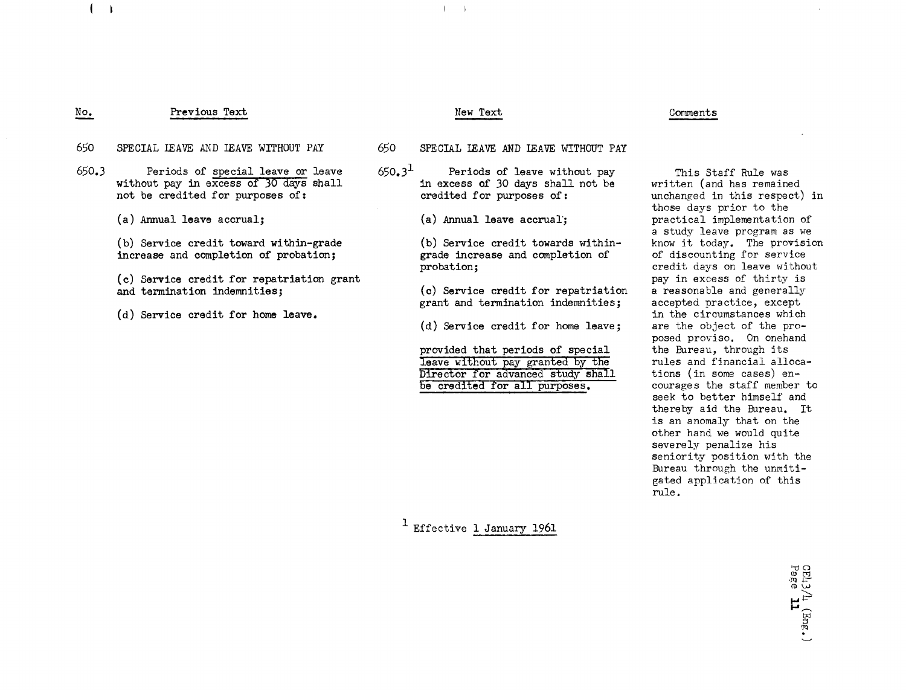| No. | Previous Text | New Text | Comments |
|---|---|---|---|
| 650 | SPECIAL LEAVE AND LEAVE WITHOUT PAY | 650 SPECIAL LEAVE AND LEAVE WITHOUT PAY | |
| 650.3 | Periods of special leave or leave without pay in excess of 30 days shall not be credited for purposes of:<br><br>(a) Annual leave accrual;<br><br>(b) Service credit toward within-grade increase and completion of probation;<br><br>(c) Service credit for repatriation grant and termination indemnities;<br><br>(d) Service credit for home leave. | 650.3[1] Periods of leave without pay in excess of 30 days shall not be credited for purposes of:<br><br>(a) Annual leave accrual;<br><br>(b) Service credit towards within-grade increase and completion of probation;<br><br>(c) Service credit for repatriation grant and termination indemnities;<br><br>(d) Service credit for home leave;<br><br>provided that periods of special leave without pay granted by the Director for advanced study shall be credited for all purposes. | This Staff Rule was written (and has remained unchanged in this respect) in those days prior to the practical implementation of a study leave program as we know it today. The provision of discounting for service credit days on leave without pay in excess of thirty is a reasonable and generally accepted practice, except in the circumstances which are the object of the proposed proviso. On onehand the Bureau, through its rules and financial allocations (in some cases) encourages the staff member to seek to better himself and thereby aid the Bureau. It is an anomaly that on the other hand we would quite severely penalize his seniority position with the Bureau through the unmitigated application of this rule. |

[1] Effective 1 January 1961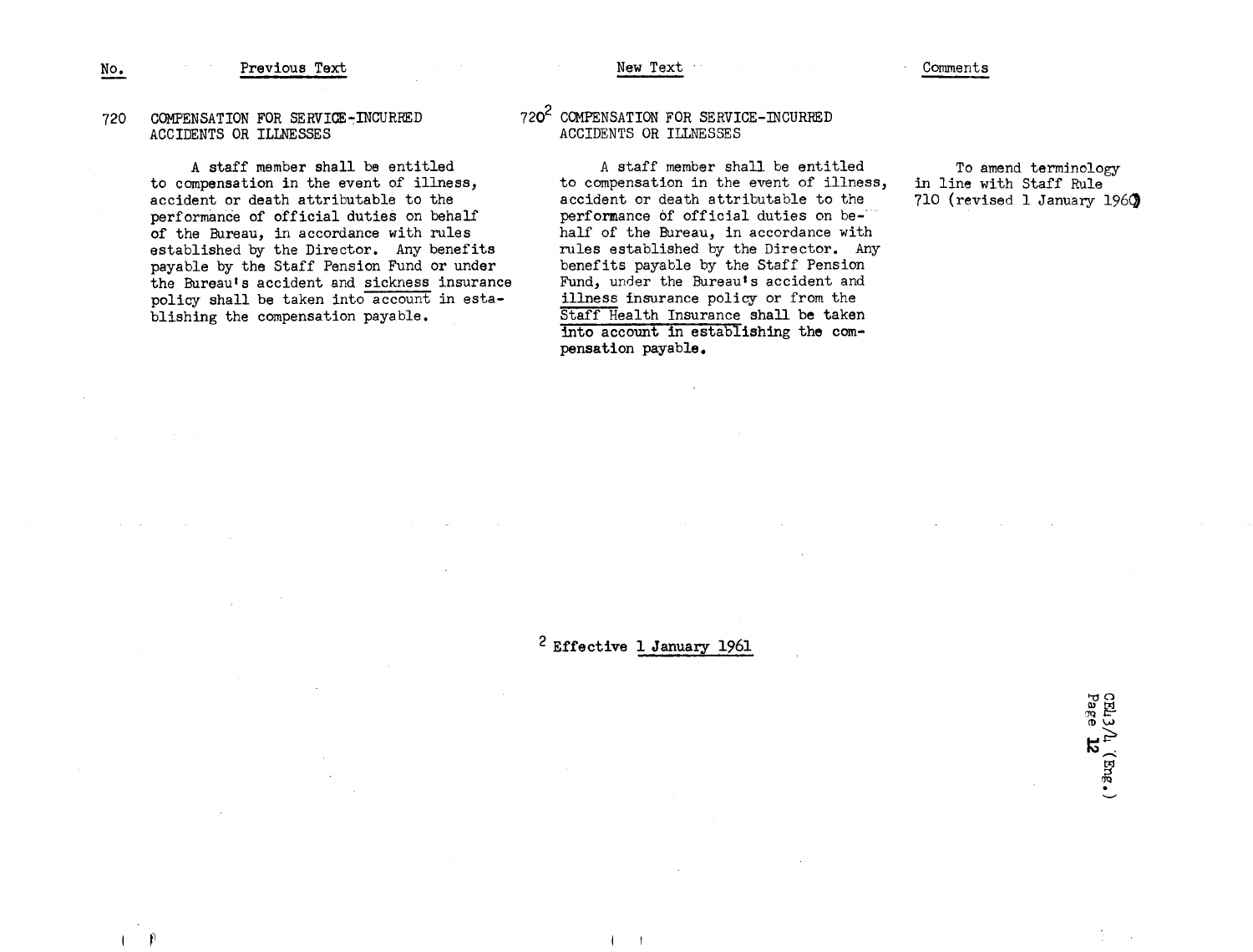| No. | Previous Text | New Text | Comments |
|---|---|---|---|
| 720 | COMPENSATION FOR SERVICE-INCURRED ACCIDENTS OR ILLNESSES<br><br>A staff member shall be entitled to compensation in the event of illness, accident or death attributable to the performance of official duties on behalf of the Bureau, in accordance with rules established by the Director. Any benefits payable by the Staff Pension Fund or under the Bureau's accident and sickness insurance policy shall be taken into account in establishing the compensation payable. | 720[2] COMPENSATION FOR SERVICE-INCURRED ACCIDENTS OR ILLNESSES<br><br>A staff member shall be entitled to compensation in the event of illness, accident or death attributable to the performance of official duties on behalf of the Bureau, in accordance with rules established by the Director. Any benefits payable by the Staff Pension Fund, under the Bureau's accident and illness insurance policy or from the Staff Health Insurance shall be taken into account in establishing the compensation payable. | To amend terminology in line with Staff Rule 710 (revised 1 January 1960) |

[2] Effective 1 January 1961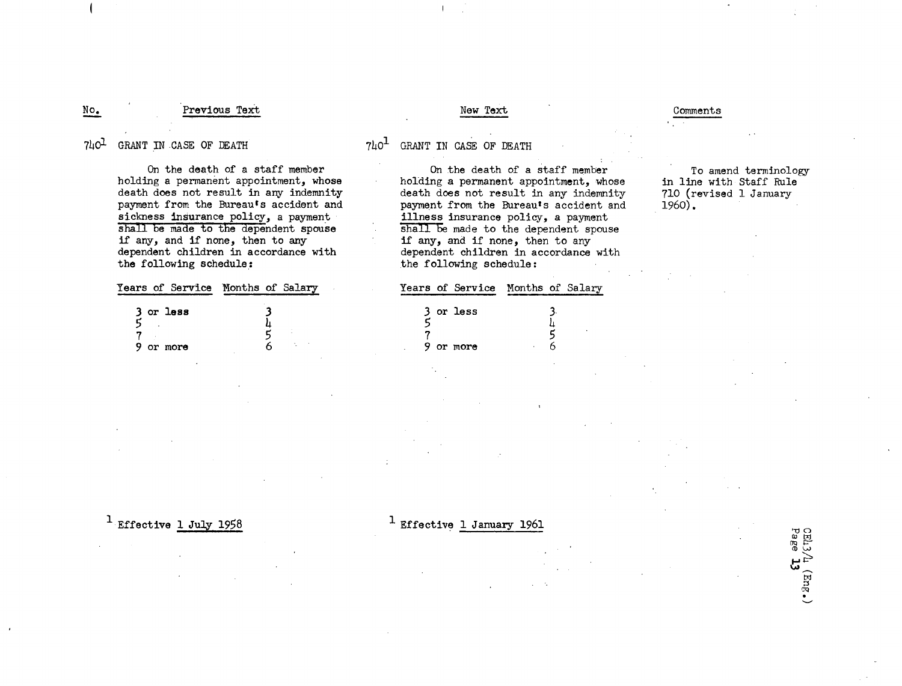| No. | Previous Text | New Text | Comments |
|---|---|---|---|
| 740[1] | GRANT IN CASE OF DEATH | GRANT IN CASE OF DEATH | |
| | On the death of a staff member holding a permanent appointment, whose death does not result in any indemnity payment from the Bureau's accident and sickness insurance policy, a payment shall be made to the dependent spouse if any, and if none, then to any dependent children in accordance with the following schedule: | On the death of a staff member holding a permanent appointment, whose death does not result in any indemnity payment from the Bureau's accident and illness insurance policy, a payment shall be made to the dependent spouse if any, and if none, then to any dependent children in accordance with the following schedule: | To amend terminology in line with Staff Rule 710 (revised 1 January 1960). |

Previous Text schedule:

| Years of Service | Months of Salary |
|---|---|
| 3 or less | 3 |
| 5 | 4 |
| 7 | 5 |
| 9 or more | 6 |

New Text schedule:

| Years of Service | Months of Salary |
|---|---|
| 3 or less | 3 |
| 5 | 4 |
| 7 | 5 |
| 9 or more | 6 |

Previous Text: [1] Effective 1 July 1958

New Text: [1] Effective 1 January 1961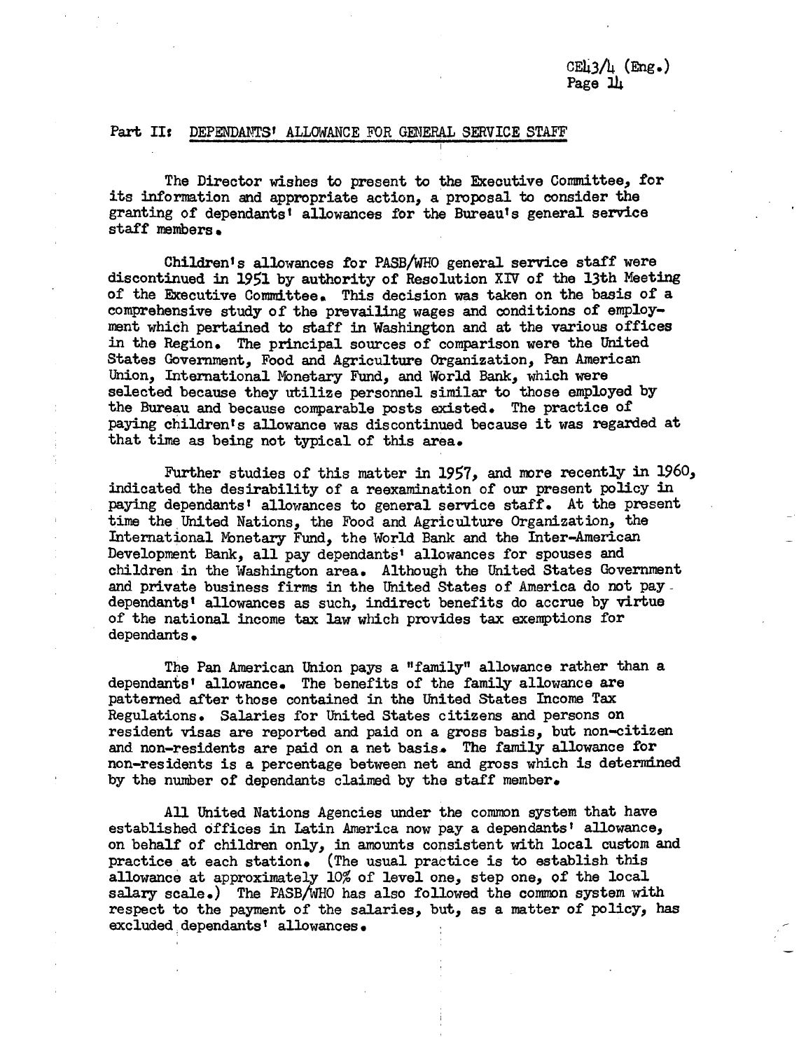## Part II: DEPENDANTS' ALLOWANCE FOR GENERAL SERVICE STAFF

The Director wishes to present to the Executive Committee, for its information and appropriate action, a proposal to consider the granting of dependants' allowances for the Bureau's general service staff members.

Children's allowances for PASB/WHO general service staff were discontinued in 1951 by authority of Resolution XIV of the 13th Meeting of the Executive Committee. This decision was taken on the basis of a comprehensive study of the prevailing wages and conditions of employment which pertained to staff in Washington and at the various offices in the Region. The principal sources of comparison were the United States Government, Food and Agriculture Organization, Pan American Union, International Monetary Fund, and World Bank, which were selected because they utilize personnel similar to those employed by the Bureau and because comparable posts existed. The practice of paying children's allowance was discontinued because it was regarded at that time as being not typical of this area.

Further studies of this matter in 1957, and more recently in 1960, indicated the desirability of a reexamination of our present policy in paying dependants' allowances to general service staff. At the present time the United Nations, the Food and Agriculture Organization, the International Monetary Fund, the World Bank and the Inter-American Development Bank, all pay dependants' allowances for spouses and children in the Washington area. Although the United States Government and private business firms in the United States of America do not pay dependants' allowances as such, indirect benefits do accrue by virtue of the national income tax law which provides tax exemptions for dependants.

The Pan American Union pays a "family" allowance rather than a dependants' allowance. The benefits of the family allowance are patterned after those contained in the United States Income Tax Regulations. Salaries for United States citizens and persons on resident visas are reported and paid on a gross basis, but non-citizen and non-residents are paid on a net basis. The family allowance for non-residents is a percentage between net and gross which is determined by the number of dependants claimed by the staff member.

All United Nations Agencies under the common system that have established offices in Latin America now pay a dependants' allowance, on behalf of children only, in amounts consistent with local custom and practice at each station. (The usual practice is to establish this allowance at approximately 10% of level one, step one, of the local salary scale.) The PASB/WHO has also followed the common system with respect to the payment of the salaries, but, as a matter of policy, has excluded dependants' allowances.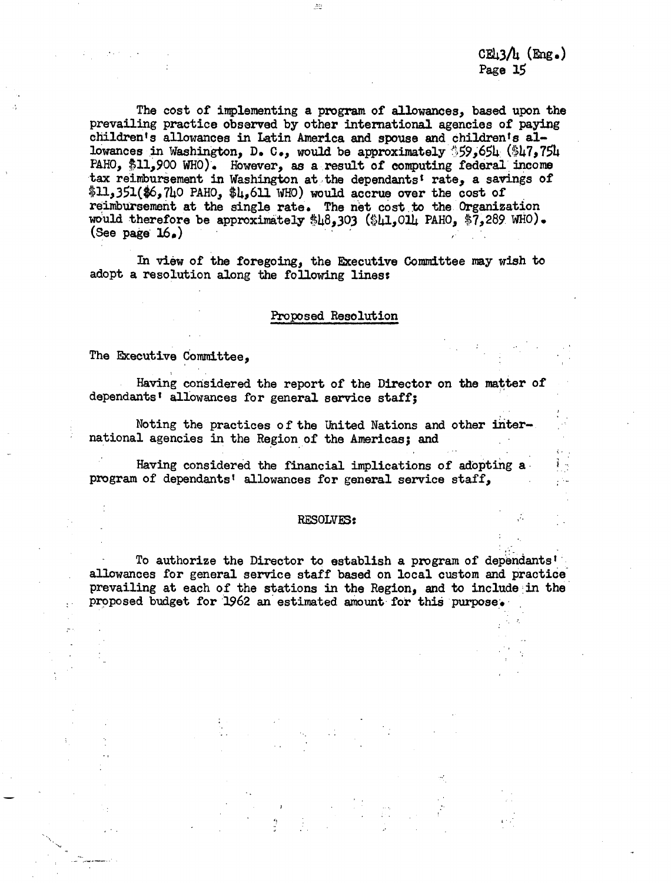The cost of implementing a program of allowances, based upon the prevailing practice observed by other international agencies of paying children's allowances in Latin America and spouse and children's allowances in Washington, D. C., would be approximately $59,654 ($47,754 PAHO, $11,900 WHO). However, as a result of computing federal income tax reimbursement in Washington at the dependants' rate, a savings of $11,351($6,740 PAHO, $4,611 WHO) would accrue over the cost of reimbursement at the single rate. The net cost to the Organization would therefore be approximately $48,303 ($41,014 PAHO, $7,289 WHO). (See page 16.)

In view of the foregoing, the Executive Committee may wish to adopt a resolution along the following lines:

## Proposed Resolution

The Executive Committee,

Having considered the report of the Director on the matter of dependants' allowances for general service staff;

Noting the practices of the United Nations and other international agencies in the Region of the Americas; and

Having considered the financial implications of adopting a program of dependants' allowances for general service staff,

RESOLVES:

To authorize the Director to establish a program of dependants' allowances for general service staff based on local custom and practice prevailing at each of the stations in the Region, and to include in the proposed budget for 1962 an estimated amount for this purpose.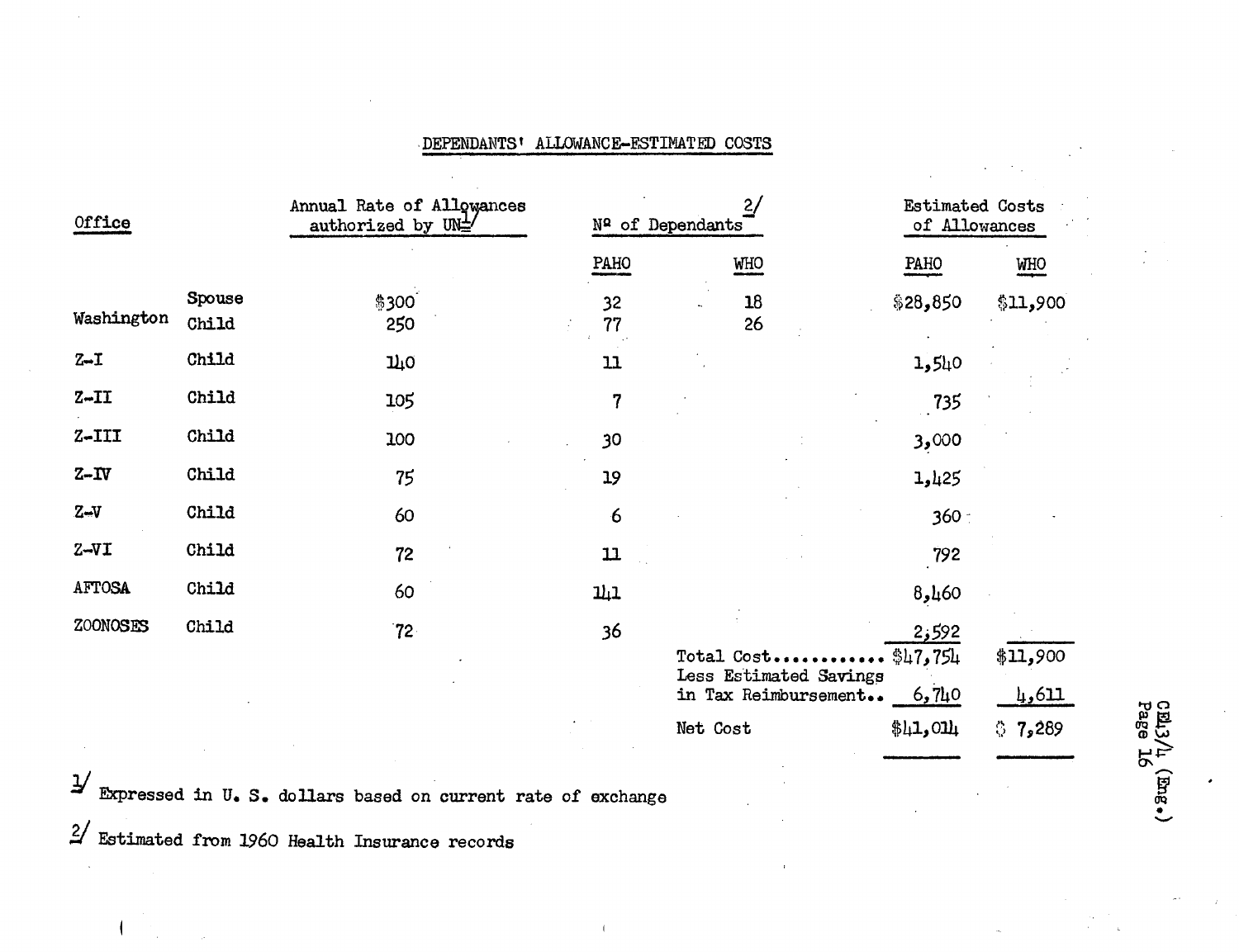DEPENDANTS' ALLOWANCE-ESTIMATED COSTS

| Office | | Annual Rate of Allowances authorized by UN[1] | Nº of Dependants[2] | | Estimated Costs of Allowances | |
|---|---|---|---|---|---|---|
| | | | PAHO | WHO | PAHO | WHO |
| Washington | Spouse | $300 | 32 | 18 | $28,850 | $11,900 |
| | Child | 250 | 77 | 26 | | |
| Z-I | Child | 140 | 11 | | 1,540 | |
| Z-II | Child | 105 | 7 | | 735 | |
| Z-III | Child | 100 | 30 | | 3,000 | |
| Z-IV | Child | 75 | 19 | | 1,425 | |
| Z-V | Child | 60 | 6 | | 360 | |
| Z-VI | Child | 72 | 11 | | 792 | |
| AFTOSA | Child | 60 | 141 | | 8,460 | |
| ZOONOSES | Child | 72 | 36 | | 2,592 | |
| | | | Total Cost............ | | $47,754 | $11,900 |
| | | | Less Estimated Savings in Tax Reimbursement.. | | 6,740 | 4,611 |
| | | | Net Cost | | $41,014 | $ 7,289 |

[1] Expressed in U. S. dollars based on current rate of exchange

[2] Estimated from 1960 Health Insurance records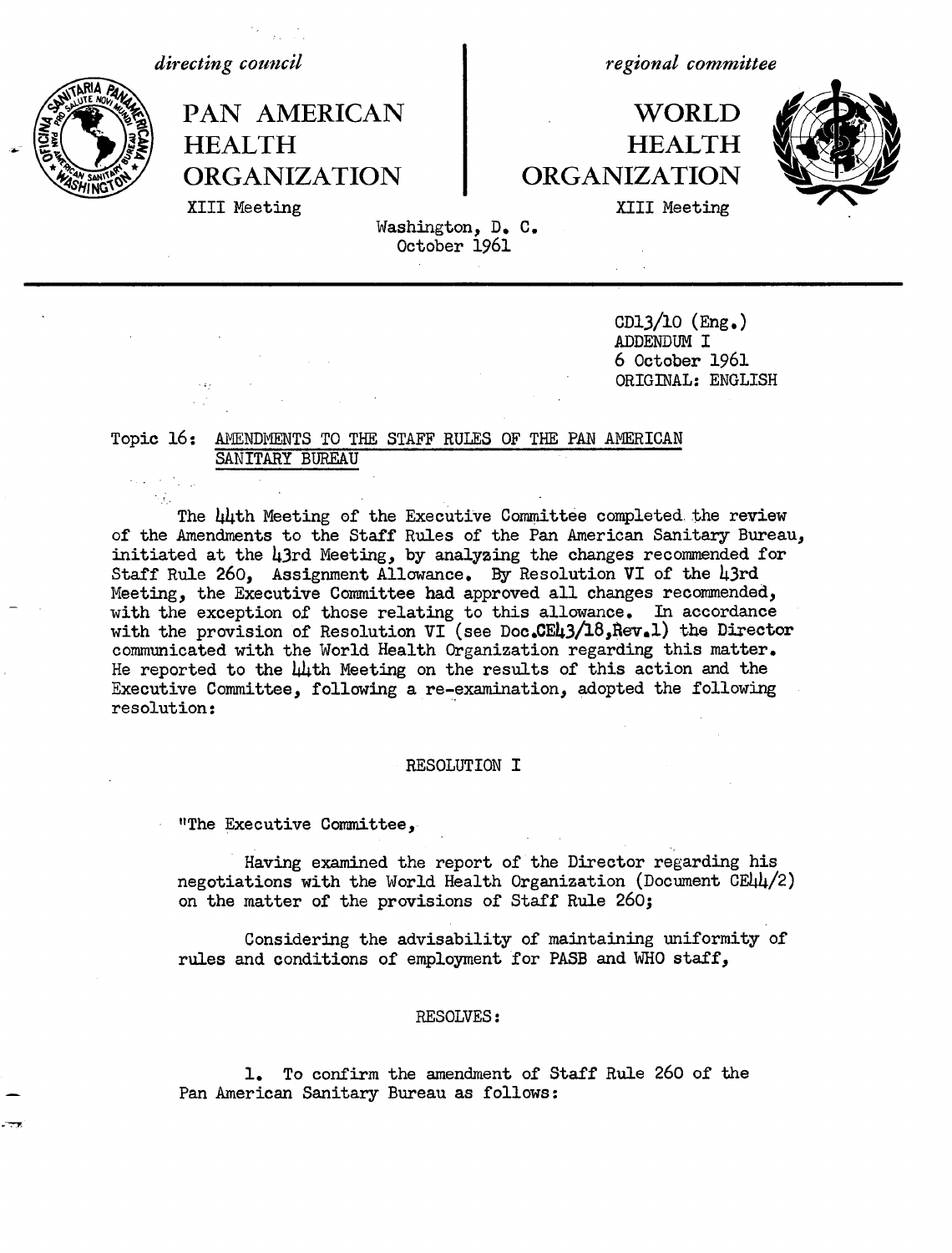*directing council*

# PAN AMERICAN HEALTH ORGANIZATION

XIII Meeting

*regional committee*

# WORLD HEALTH ORGANIZATION

XIII Meeting

Washington, D. C.
October 1961

CD13/10 (Eng.)
ADDENDUM I
6 October 1961
ORIGINAL: ENGLISH

Topic 16: AMENDMENTS TO THE STAFF RULES OF THE PAN AMERICAN SANITARY BUREAU

The 44th Meeting of the Executive Committee completed the review of the Amendments to the Staff Rules of the Pan American Sanitary Bureau, initiated at the 43rd Meeting, by analyzing the changes recommended for Staff Rule 260, Assignment Allowance. By Resolution VI of the 43rd Meeting, the Executive Committee had approved all changes recommended, with the exception of those relating to this allowance. In accordance with the provision of Resolution VI (see Doc.CE43/18,Rev.1) the Director communicated with the World Health Organization regarding this matter. He reported to the 44th Meeting on the results of this action and the Executive Committee, following a re-examination, adopted the following resolution:

RESOLUTION I

"The Executive Committee,

Having examined the report of the Director regarding his negotiations with the World Health Organization (Document CE44/2) on the matter of the provisions of Staff Rule 260;

Considering the advisability of maintaining uniformity of rules and conditions of employment for PASB and WHO staff,

RESOLVES:

1. To confirm the amendment of Staff Rule 260 of the Pan American Sanitary Bureau as follows: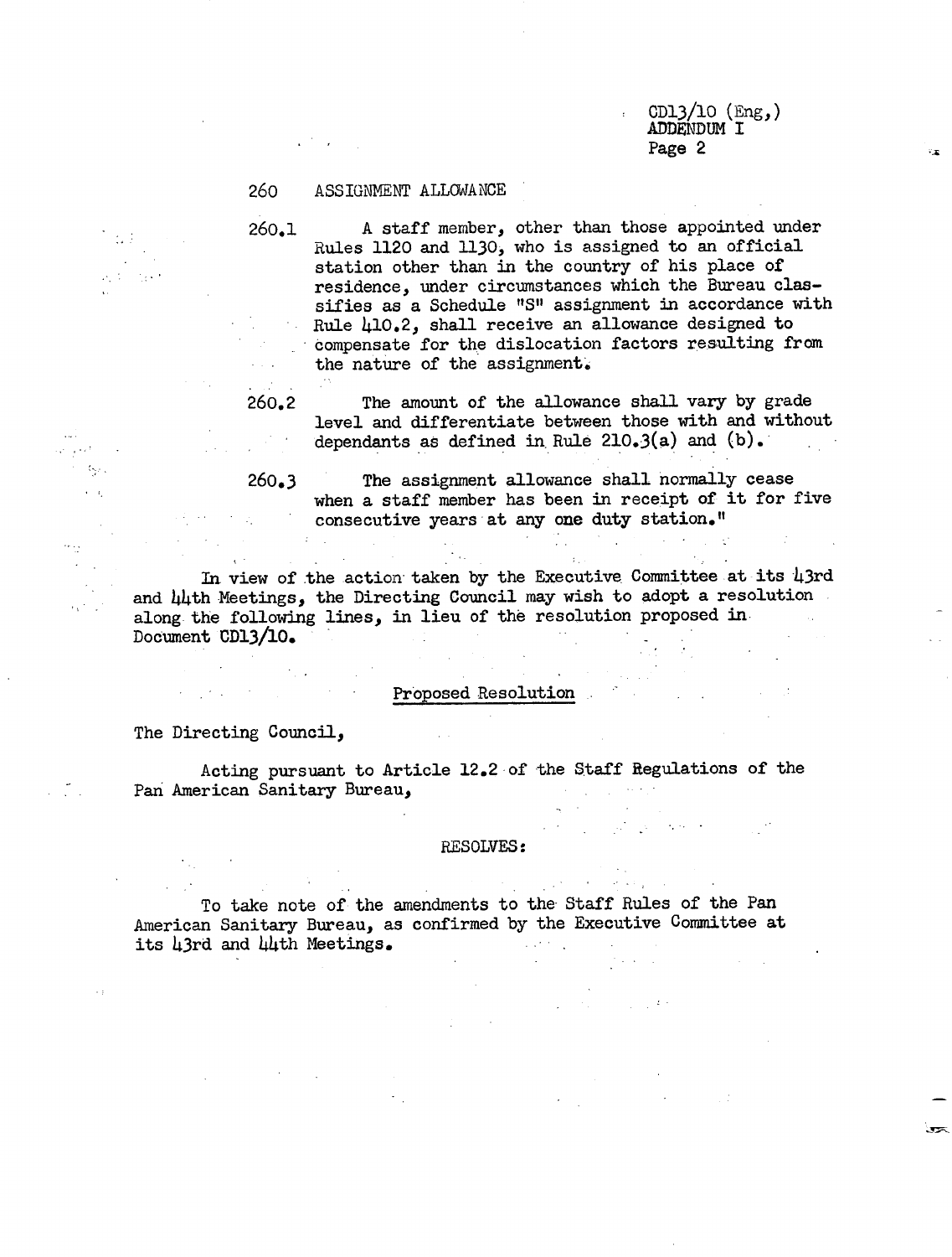260 ASSIGNMENT ALLOWANCE

260.1 A staff member, other than those appointed under Rules 1120 and 1130, who is assigned to an official station other than in the country of his place of residence, under circumstances which the Bureau classifies as a Schedule "S" assignment in accordance with Rule 410.2, shall receive an allowance designed to compensate for the dislocation factors resulting from the nature of the assignment.

260.2 The amount of the allowance shall vary by grade level and differentiate between those with and without dependants as defined in Rule 210.3(a) and (b).

260.3 The assignment allowance shall normally cease when a staff member has been in receipt of it for five consecutive years at any one duty station."

In view of the action taken by the Executive Committee at its 43rd and 44th Meetings, the Directing Council may wish to adopt a resolution along the following lines, in lieu of the resolution proposed in Document CD13/10.

Proposed Resolution

The Directing Council,

Acting pursuant to Article 12.2 of the Staff Regulations of the Pan American Sanitary Bureau,

RESOLVES:

To take note of the amendments to the Staff Rules of the Pan American Sanitary Bureau, as confirmed by the Executive Committee at its 43rd and 44th Meetings.